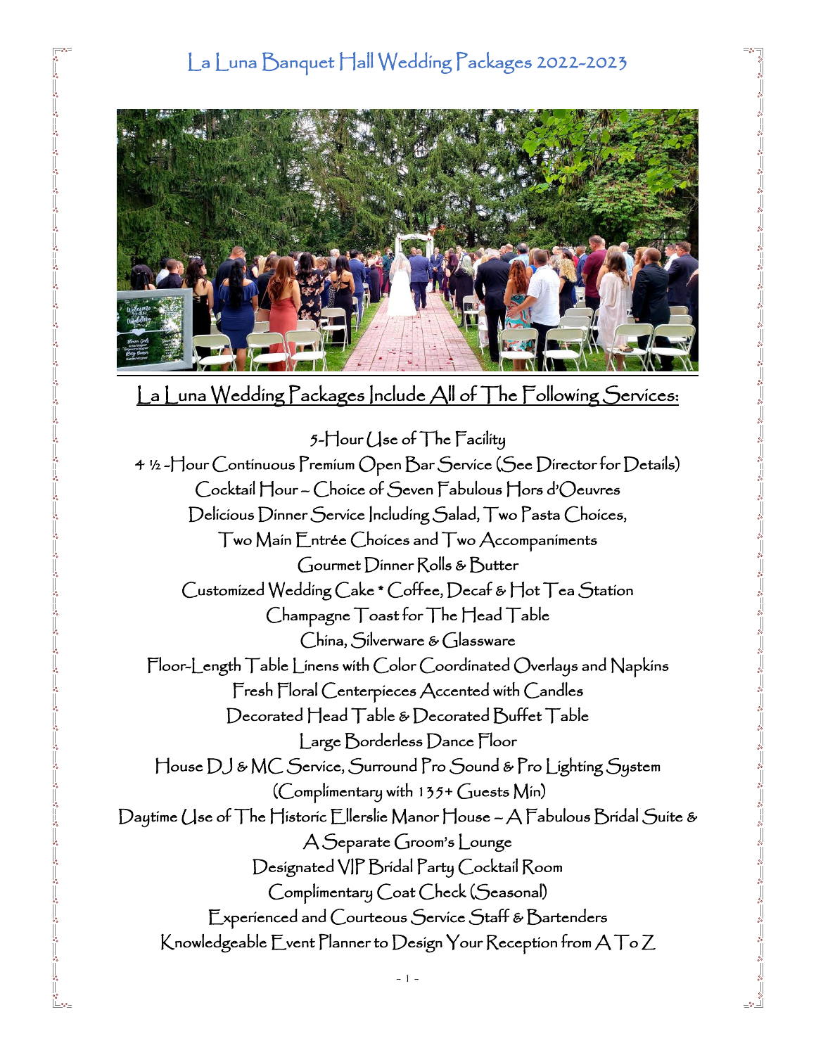# La Luna Banquet Hall Wedding Packages 2022-2023

## La Luna Wedding Packages Include All of The Following Services:

5-Hour Use of The Facility

4 ½ -Hour Continuous Premium Open Bar Service (See Director for Details)

Cocktail Hour – Choice of Seven Fabulous Hors d'Oeuvres

Delicious Dinner Service Including Salad, Two Pasta Choices,
Two Main Entrée Choices and Two Accompaniments

Gourmet Dinner Rolls & Butter

Customized Wedding Cake * Coffee, Decaf & Hot Tea Station

Champagne Toast for The Head Table

China, Silverware & Glassware

Floor-Length Table Linens with Color Coordinated Overlays and Napkins

Fresh Floral Centerpieces Accented with Candles

Decorated Head Table & Decorated Buffet Table

Large Borderless Dance Floor

House DJ & MC Service, Surround Pro Sound & Pro Lighting System
(Complimentary with 135+ Guests Min)

Daytime Use of The Historic Ellerslie Manor House – A Fabulous Bridal Suite &
A Separate Groom's Lounge

Designated VIP Bridal Party Cocktail Room

Complimentary Coat Check (Seasonal)

Experienced and Courteous Service Staff & Bartenders

Knowledgeable Event Planner to Design Your Reception from A To Z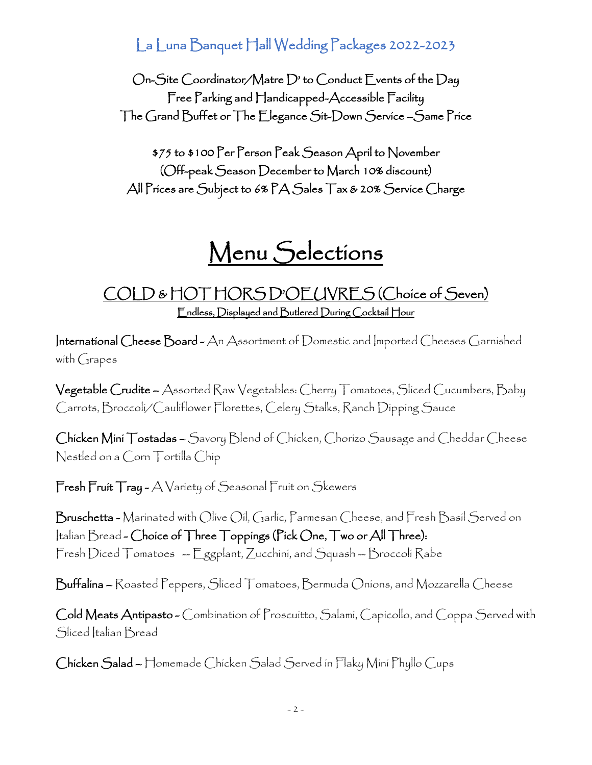La Luna Banquet Hall Wedding Packages 2022-2023

On-Site Coordinator/Matre D' to Conduct Events of the Day
Free Parking and Handicapped-Accessible Facility
The Grand Buffet or The Elegance Sit-Down Service –Same Price

$75 to $100 Per Person Peak Season April to November
(Off-peak Season December to March 10% discount)
All Prices are Subject to 6% PA Sales Tax & 20% Service Charge

# Menu Selections

## COLD & HOT HORS D'OEUVRES (Choice of Seven)

Endless, Displayed and Butlered During Cocktail Hour

**International Cheese Board** - An Assortment of Domestic and Imported Cheeses Garnished with Grapes

**Vegetable Crudite** – Assorted Raw Vegetables: Cherry Tomatoes, Sliced Cucumbers, Baby Carrots, Broccoli/Cauliflower Florettes, Celery Stalks, Ranch Dipping Sauce

**Chicken Mini Tostadas** – Savory Blend of Chicken, Chorizo Sausage and Cheddar Cheese Nestled on a Corn Tortilla Chip

**Fresh Fruit Tray** - A Variety of Seasonal Fruit on Skewers

**Bruschetta** - Marinated with Olive Oil, Garlic, Parmesan Cheese, and Fresh Basil Served on Italian Bread - **Choice of Three Toppings (Pick One, Two or All Three):**
Fresh Diced Tomatoes -- Eggplant, Zucchini, and Squash -- Broccoli Rabe

**Buffalina** – Roasted Peppers, Sliced Tomatoes, Bermuda Onions, and Mozzarella Cheese

**Cold Meats Antipasto** - Combination of Proscuitto, Salami, Capicollo, and Coppa Served with Sliced Italian Bread

**Chicken Salad** – Homemade Chicken Salad Served in Flaky Mini Phyllo Cups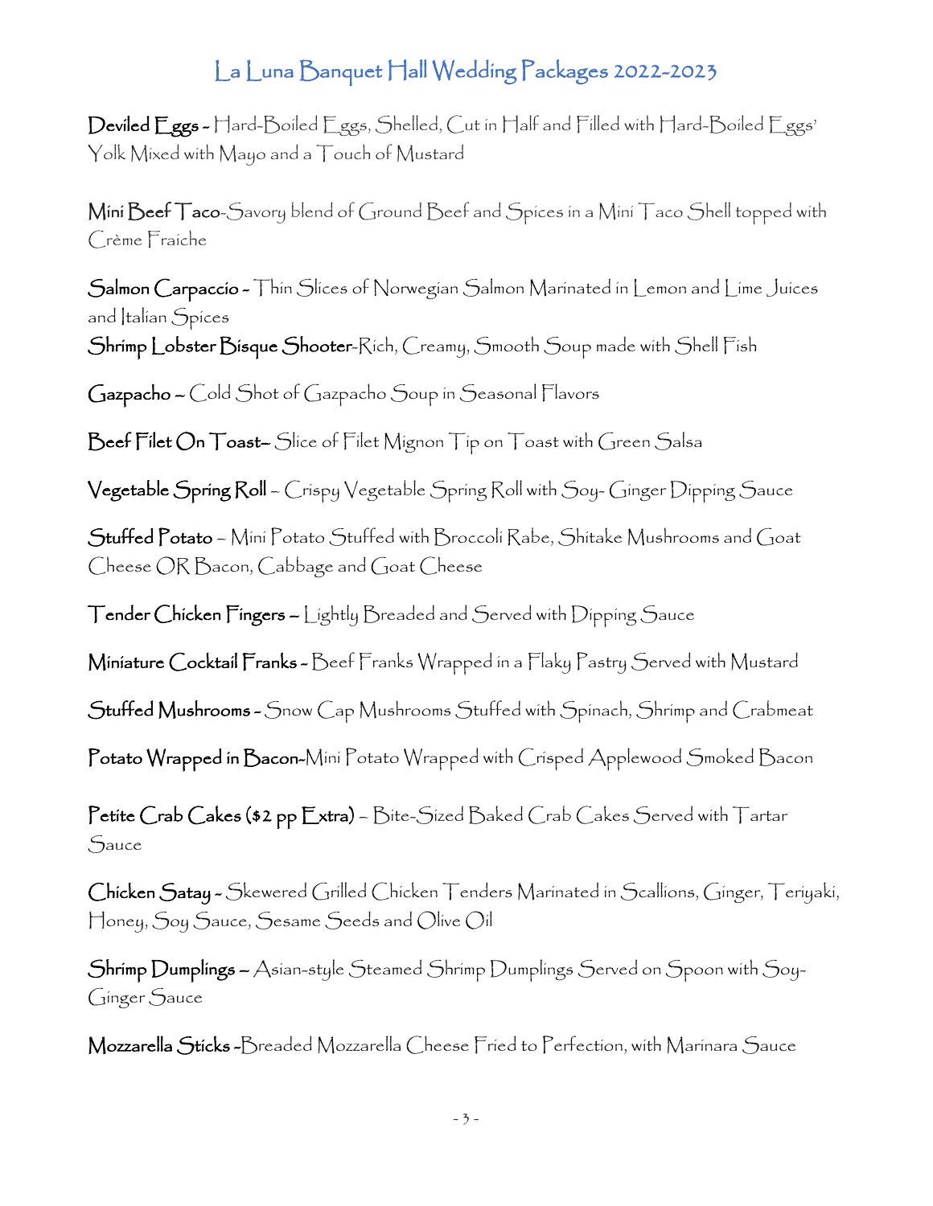# La Luna Banquet Hall Wedding Packages 2022-2023

**Deviled Eggs** - Hard-Boiled Eggs, Shelled, Cut in Half and Filled with Hard-Boiled Eggs' Yolk Mixed with Mayo and a Touch of Mustard

**Mini Beef Taco**-Savory blend of Ground Beef and Spices in a Mini Taco Shell topped with Crème Fraiche

**Salmon Carpaccio** - Thin Slices of Norwegian Salmon Marinated in Lemon and Lime Juices and Italian Spices

**Shrimp Lobster Bisque Shooter**-Rich, Creamy, Smooth Soup made with Shell Fish

**Gazpacho** – Cold Shot of Gazpacho Soup in Seasonal Flavors

**Beef Filet On Toast**– Slice of Filet Mignon Tip on Toast with Green Salsa

**Vegetable Spring Roll** – Crispy Vegetable Spring Roll with Soy- Ginger Dipping Sauce

**Stuffed Potato** – Mini Potato Stuffed with Broccoli Rabe, Shitake Mushrooms and Goat Cheese OR Bacon, Cabbage and Goat Cheese

**Tender Chicken Fingers** – Lightly Breaded and Served with Dipping Sauce

**Miniature Cocktail Franks** - Beef Franks Wrapped in a Flaky Pastry Served with Mustard

**Stuffed Mushrooms** - Snow Cap Mushrooms Stuffed with Spinach, Shrimp and Crabmeat

**Potato Wrapped in Bacon**-Mini Potato Wrapped with Crisped Applewood Smoked Bacon

**Petite Crab Cakes ($2 pp Extra)** – Bite-Sized Baked Crab Cakes Served with Tartar Sauce

**Chicken Satay** - Skewered Grilled Chicken Tenders Marinated in Scallions, Ginger, Teriyaki, Honey, Soy Sauce, Sesame Seeds and Olive Oil

**Shrimp Dumplings** – Asian-style Steamed Shrimp Dumplings Served on Spoon with Soy-Ginger Sauce

**Mozzarella Sticks** -Breaded Mozzarella Cheese Fried to Perfection, with Marinara Sauce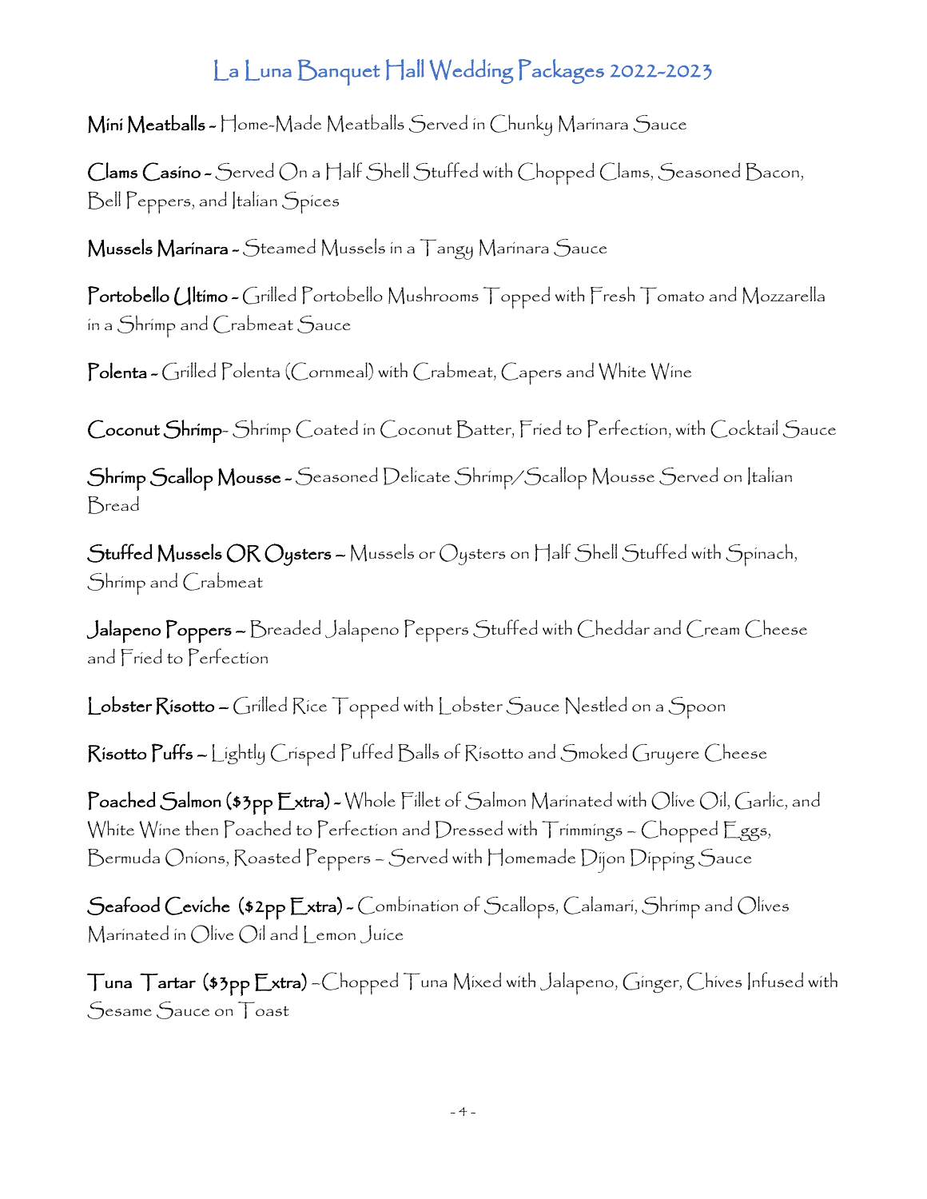# La Luna Banquet Hall Wedding Packages 2022-2023

**Mini Meatballs** - Home-Made Meatballs Served in Chunky Marinara Sauce

**Clams Casino** - Served On a Half Shell Stuffed with Chopped Clams, Seasoned Bacon, Bell Peppers, and Italian Spices

**Mussels Marinara** - Steamed Mussels in a Tangy Marinara Sauce

**Portobello Ultimo** - Grilled Portobello Mushrooms Topped with Fresh Tomato and Mozzarella in a Shrimp and Crabmeat Sauce

**Polenta** - Grilled Polenta (Cornmeal) with Crabmeat, Capers and White Wine

**Coconut Shrimp**- Shrimp Coated in Coconut Batter, Fried to Perfection, with Cocktail Sauce

**Shrimp Scallop Mousse** - Seasoned Delicate Shrimp/Scallop Mousse Served on Italian Bread

**Stuffed Mussels OR Oysters** – Mussels or Oysters on Half Shell Stuffed with Spinach, Shrimp and Crabmeat

**Jalapeno Poppers** – Breaded Jalapeno Peppers Stuffed with Cheddar and Cream Cheese and Fried to Perfection

**Lobster Risotto** – Grilled Rice Topped with Lobster Sauce Nestled on a Spoon

**Risotto Puffs** – Lightly Crisped Puffed Balls of Risotto and Smoked Gruyere Cheese

**Poached Salmon ($3pp Extra)** - Whole Fillet of Salmon Marinated with Olive Oil, Garlic, and White Wine then Poached to Perfection and Dressed with Trimmings – Chopped Eggs, Bermuda Onions, Roasted Peppers – Served with Homemade Dijon Dipping Sauce

**Seafood Ceviche ($2pp Extra)** - Combination of Scallops, Calamari, Shrimp and Olives Marinated in Olive Oil and Lemon Juice

**Tuna Tartar ($3pp Extra)** –Chopped Tuna Mixed with Jalapeno, Ginger, Chives Infused with Sesame Sauce on Toast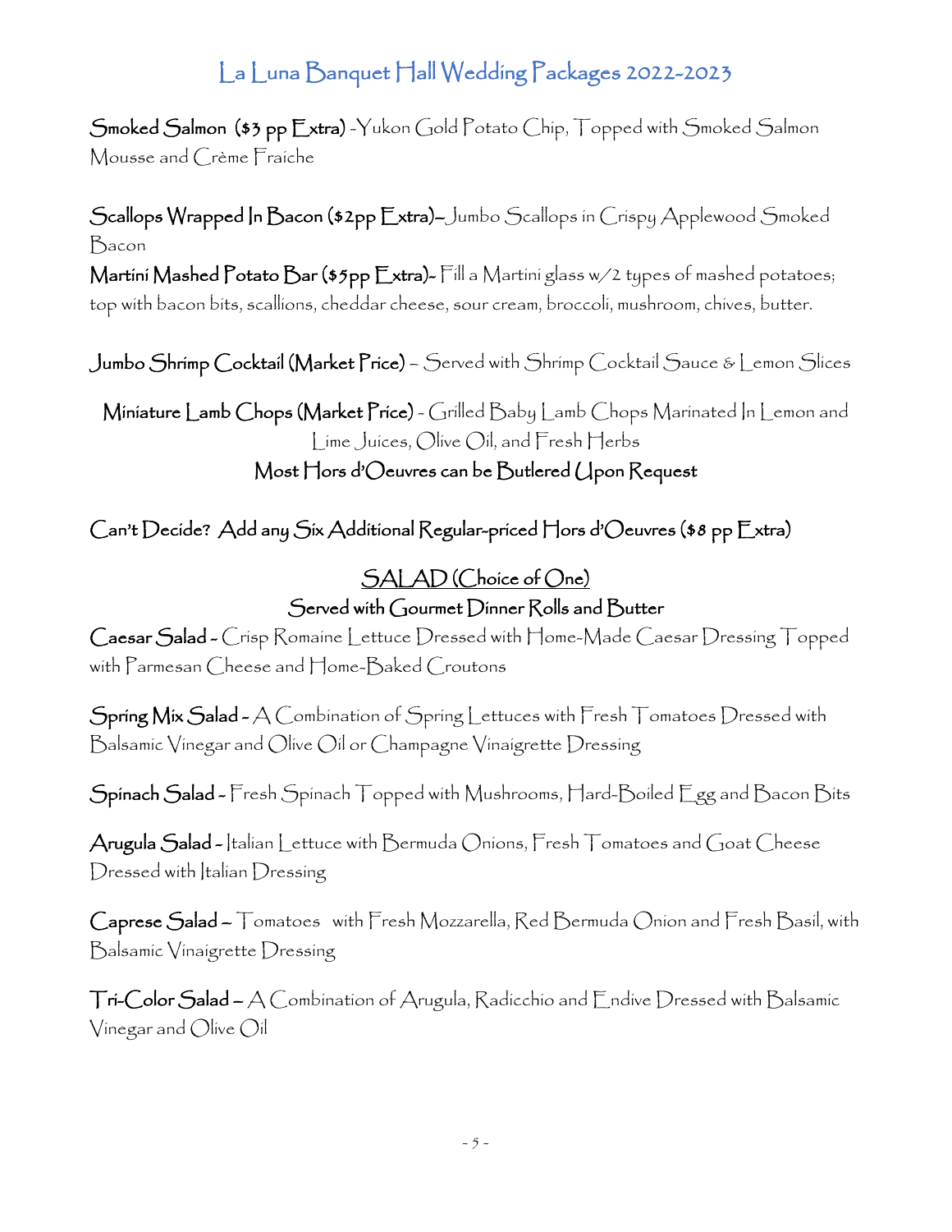# La Luna Banquet Hall Wedding Packages 2022-2023

**Smoked Salmon (\$3 pp Extra)** -Yukon Gold Potato Chip, Topped with Smoked Salmon Mousse and Crème Fraiche

**Scallops Wrapped In Bacon (\$2pp Extra)**– Jumbo Scallops in Crispy Applewood Smoked Bacon

**Martini Mashed Potato Bar (\$5pp Extra)**- Fill a Martini glass w/2 types of mashed potatoes; top with bacon bits, scallions, cheddar cheese, sour cream, broccoli, mushroom, chives, butter.

**Jumbo Shrimp Cocktail (Market Price)** – Served with Shrimp Cocktail Sauce & Lemon Slices

**Miniature Lamb Chops (Market Price)** - Grilled Baby Lamb Chops Marinated In Lemon and Lime Juices, Olive Oil, and Fresh Herbs

**Most Hors d'Oeuvres can be Butlered Upon Request**

**Can't Decide? Add any Six Additional Regular-priced Hors d'Oeuvres (\$8 pp Extra)**

## SALAD (Choice of One)

**Served with Gourmet Dinner Rolls and Butter**

**Caesar Salad** - Crisp Romaine Lettuce Dressed with Home-Made Caesar Dressing Topped with Parmesan Cheese and Home-Baked Croutons

**Spring Mix Salad** - A Combination of Spring Lettuces with Fresh Tomatoes Dressed with Balsamic Vinegar and Olive Oil or Champagne Vinaigrette Dressing

**Spinach Salad** - Fresh Spinach Topped with Mushrooms, Hard-Boiled Egg and Bacon Bits

**Arugula Salad** - Italian Lettuce with Bermuda Onions, Fresh Tomatoes and Goat Cheese Dressed with Italian Dressing

**Caprese Salad** – Tomatoes with Fresh Mozzarella, Red Bermuda Onion and Fresh Basil, with Balsamic Vinaigrette Dressing

**Tri-Color Salad** – A Combination of Arugula, Radicchio and Endive Dressed with Balsamic Vinegar and Olive Oil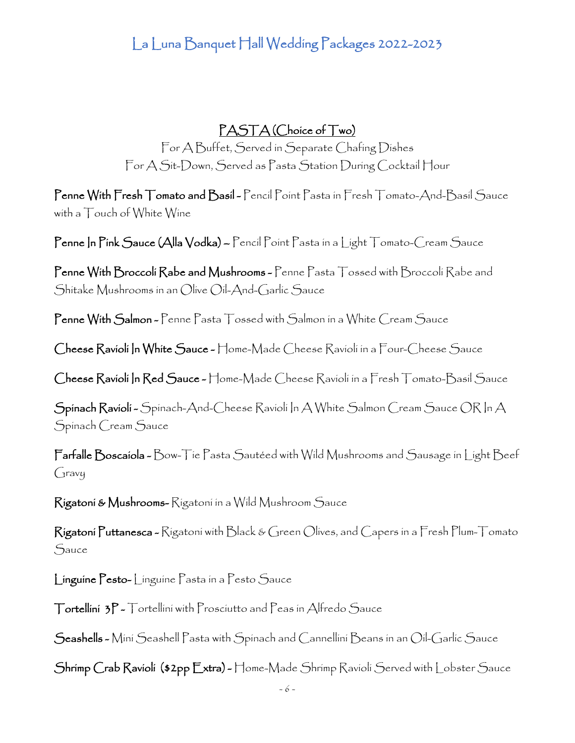## PASTA (Choice of Two)

For A Buffet, Served in Separate Chafing Dishes
For A Sit-Down, Served as Pasta Station During Cocktail Hour

**Penne With Fresh Tomato and Basil** - Pencil Point Pasta in Fresh Tomato-And-Basil Sauce with a Touch of White Wine

**Penne In Pink Sauce (Alla Vodka)** – Pencil Point Pasta in a Light Tomato-Cream Sauce

**Penne With Broccoli Rabe and Mushrooms** - Penne Pasta Tossed with Broccoli Rabe and Shitake Mushrooms in an Olive Oil-And-Garlic Sauce

**Penne With Salmon** - Penne Pasta Tossed with Salmon in a White Cream Sauce

**Cheese Ravioli In White Sauce** - Home-Made Cheese Ravioli in a Four-Cheese Sauce

**Cheese Ravioli In Red Sauce** - Home-Made Cheese Ravioli in a Fresh Tomato-Basil Sauce

**Spinach Ravioli** - Spinach-And-Cheese Ravioli In A White Salmon Cream Sauce OR In A Spinach Cream Sauce

**Farfalle Boscaiola** - Bow-Tie Pasta Sautéed with Wild Mushrooms and Sausage in Light Beef Gravy

**Rigatoni & Mushrooms**- Rigatoni in a Wild Mushroom Sauce

**Rigatoni Puttanesca** - Rigatoni with Black & Green Olives, and Capers in a Fresh Plum-Tomato Sauce

**Linguine Pesto**- Linguine Pasta in a Pesto Sauce

**Tortellini 3P** - Tortellini with Prosciutto and Peas in Alfredo Sauce

**Seashells** - Mini Seashell Pasta with Spinach and Cannellini Beans in an Oil-Garlic Sauce

**Shrimp Crab Ravioli ($2pp Extra)** - Home-Made Shrimp Ravioli Served with Lobster Sauce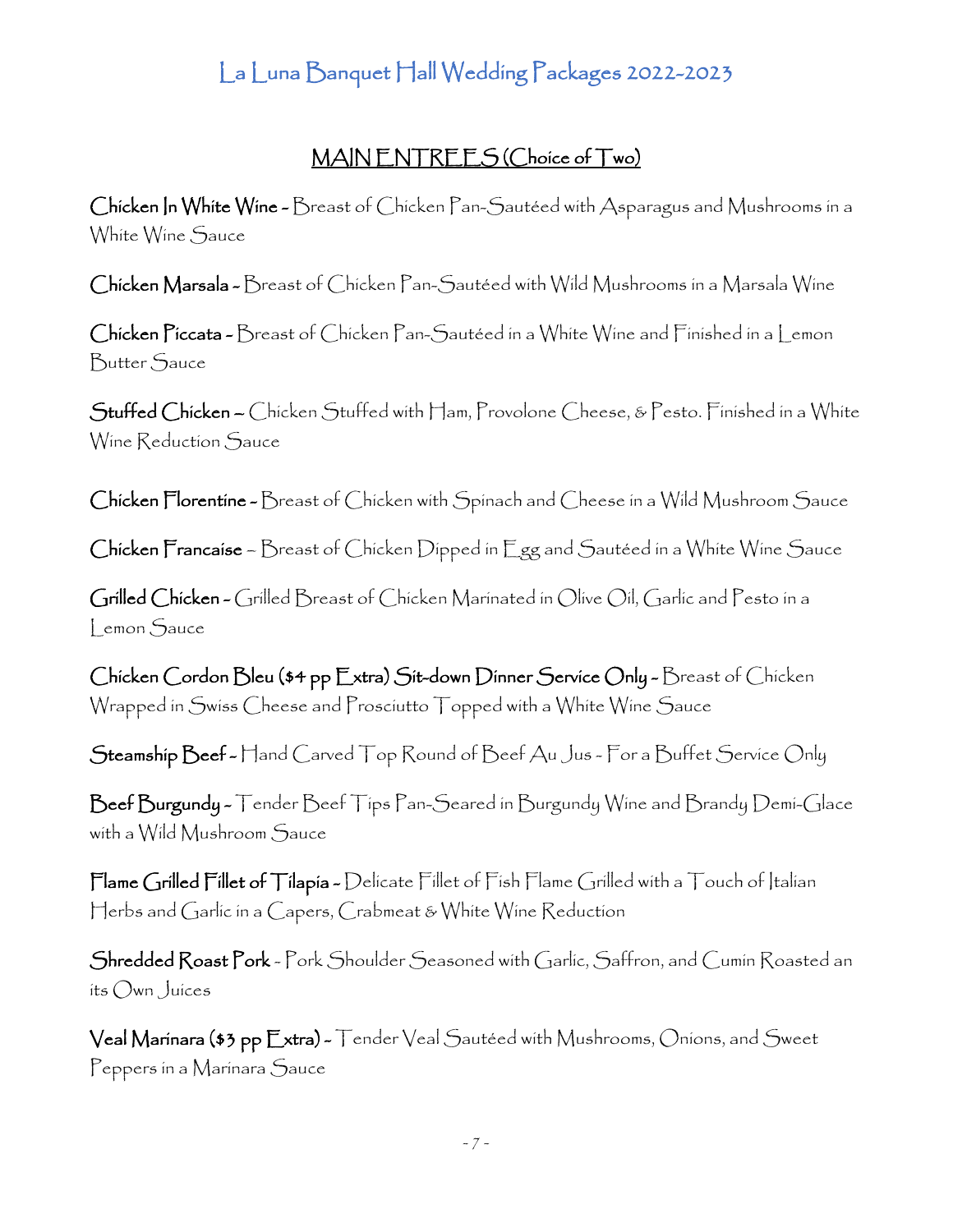# La Luna Banquet Hall Wedding Packages 2022-2023

## MAIN ENTREES (Choice of Two)

**Chicken In White Wine** - Breast of Chicken Pan-Sautéed with Asparagus and Mushrooms in a White Wine Sauce

**Chicken Marsala** - Breast of Chicken Pan-Sautéed with Wild Mushrooms in a Marsala Wine

**Chicken Piccata** - Breast of Chicken Pan-Sautéed in a White Wine and Finished in a Lemon Butter Sauce

**Stuffed Chicken** – Chicken Stuffed with Ham, Provolone Cheese, & Pesto. Finished in a White Wine Reduction Sauce

**Chicken Florentine** - Breast of Chicken with Spinach and Cheese in a Wild Mushroom Sauce

**Chicken Francaise** – Breast of Chicken Dipped in Egg and Sautéed in a White Wine Sauce

**Grilled Chicken** - Grilled Breast of Chicken Marinated in Olive Oil, Garlic and Pesto in a Lemon Sauce

**Chicken Cordon Bleu ($4 pp Extra) Sit-down Dinner Service Only** - Breast of Chicken Wrapped in Swiss Cheese and Prosciutto Topped with a White Wine Sauce

**Steamship Beef** - Hand Carved Top Round of Beef Au Jus - For a Buffet Service Only

**Beef Burgundy** - Tender Beef Tips Pan-Seared in Burgundy Wine and Brandy Demi-Glace with a Wild Mushroom Sauce

**Flame Grilled Fillet of Tilapia** - Delicate Fillet of Fish Flame Grilled with a Touch of Italian Herbs and Garlic in a Capers, Crabmeat & White Wine Reduction

**Shredded Roast Pork** - Pork Shoulder Seasoned with Garlic, Saffron, and Cumin Roasted an its Own Juices

**Veal Marinara ($3 pp Extra)** - Tender Veal Sautéed with Mushrooms, Onions, and Sweet Peppers in a Marinara Sauce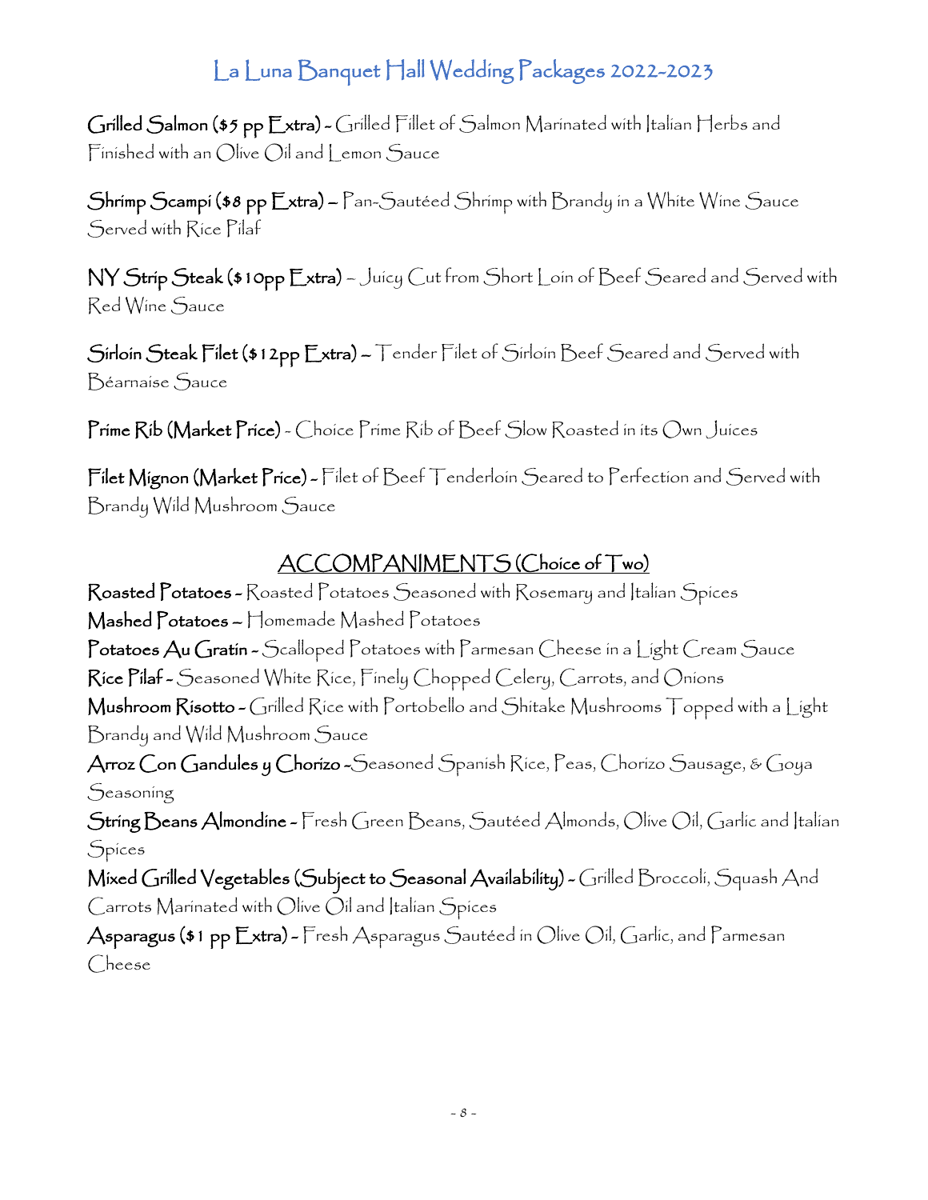# La Luna Banquet Hall Wedding Packages 2022-2023

**Grilled Salmon ($5 pp Extra)** - Grilled Fillet of Salmon Marinated with Italian Herbs and Finished with an Olive Oil and Lemon Sauce

**Shrimp Scampi ($8 pp Extra)** – Pan-Sautéed Shrimp with Brandy in a White Wine Sauce Served with Rice Pilaf

**NY Strip Steak ($10pp Extra)** – Juicy Cut from Short Loin of Beef Seared and Served with Red Wine Sauce

**Sirloin Steak Filet ($12pp Extra)** – Tender Filet of Sirloin Beef Seared and Served with Béarnaise Sauce

**Prime Rib (Market Price)** - Choice Prime Rib of Beef Slow Roasted in its Own Juices

**Filet Mignon (Market Price)** - Filet of Beef Tenderloin Seared to Perfection and Served with Brandy Wild Mushroom Sauce

## ACCOMPANIMENTS (Choice of Two)

**Roasted Potatoes** - Roasted Potatoes Seasoned with Rosemary and Italian Spices
**Mashed Potatoes** – Homemade Mashed Potatoes
**Potatoes Au Gratin** - Scalloped Potatoes with Parmesan Cheese in a Light Cream Sauce
**Rice Pilaf** - Seasoned White Rice, Finely Chopped Celery, Carrots, and Onions
**Mushroom Risotto** - Grilled Rice with Portobello and Shitake Mushrooms Topped with a Light Brandy and Wild Mushroom Sauce
**Arroz Con Gandules y Chorizo** -Seasoned Spanish Rice, Peas, Chorizo Sausage, & Goya Seasoning
**String Beans Almondine** - Fresh Green Beans, Sautéed Almonds, Olive Oil, Garlic and Italian Spices
**Mixed Grilled Vegetables (Subject to Seasonal Availability)** - Grilled Broccoli, Squash And Carrots Marinated with Olive Oil and Italian Spices
**Asparagus ($1 pp Extra)** - Fresh Asparagus Sautéed in Olive Oil, Garlic, and Parmesan Cheese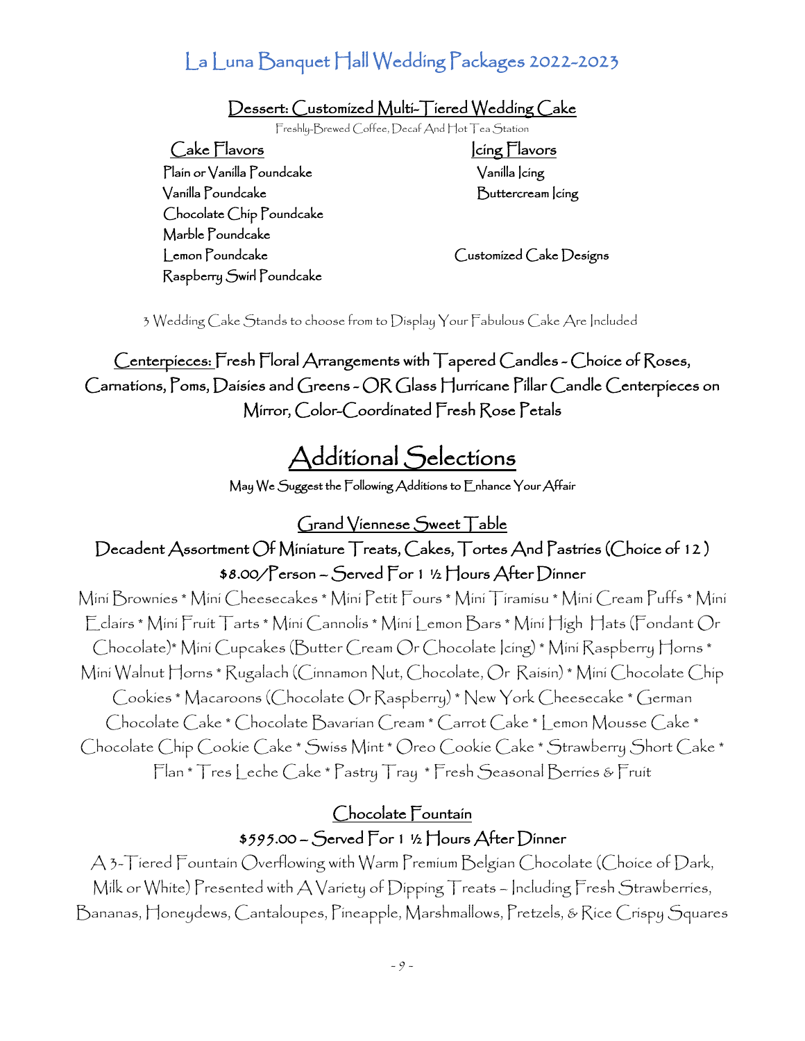# La Luna Banquet Hall Wedding Packages 2022-2023

## Dessert: Customized Multi-Tiered Wedding Cake

Freshly-Brewed Coffee, Decaf And Hot Tea Station

### Cake Flavors

Plain or Vanilla Poundcake
Vanilla Poundcake
Chocolate Chip Poundcake
Marble Poundcake
Lemon Poundcake
Raspberry Swirl Poundcake

### Icing Flavors

Vanilla Icing
Buttercream Icing

Customized Cake Designs

3 Wedding Cake Stands to choose from to Display Your Fabulous Cake Are Included

Centerpieces: Fresh Floral Arrangements with Tapered Candles - Choice of Roses, Carnations, Poms, Daisies and Greens - OR Glass Hurricane Pillar Candle Centerpieces on Mirror, Color-Coordinated Fresh Rose Petals

# Additional Selections

May We Suggest the Following Additions to Enhance Your Affair

## Grand Viennese Sweet Table

### Decadent Assortment Of Miniature Treats, Cakes, Tortes And Pastries (Choice of 12)

**$8.00/Person – Served For 1 ½ Hours After Dinner**

Mini Brownies * Mini Cheesecakes * Mini Petit Fours * Mini Tiramisu * Mini Cream Puffs * Mini Eclairs * Mini Fruit Tarts * Mini Cannolis * Mini Lemon Bars * Mini High Hats (Fondant Or Chocolate)* Mini Cupcakes (Butter Cream Or Chocolate Icing) * Mini Raspberry Horns * Mini Walnut Horns * Rugalach (Cinnamon Nut, Chocolate, Or Raisin) * Mini Chocolate Chip Cookies * Macaroons (Chocolate Or Raspberry) * New York Cheesecake * German Chocolate Cake * Chocolate Bavarian Cream * Carrot Cake * Lemon Mousse Cake * Chocolate Chip Cookie Cake * Swiss Mint * Oreo Cookie Cake * Strawberry Short Cake * Flan * Tres Leche Cake * Pastry Tray * Fresh Seasonal Berries & Fruit

## Chocolate Fountain

**$595.00 – Served For 1 ½ Hours After Dinner**

A 3-Tiered Fountain Overflowing with Warm Premium Belgian Chocolate (Choice of Dark, Milk or White) Presented with A Variety of Dipping Treats – Including Fresh Strawberries, Bananas, Honeydews, Cantaloupes, Pineapple, Marshmallows, Pretzels, & Rice Crispy Squares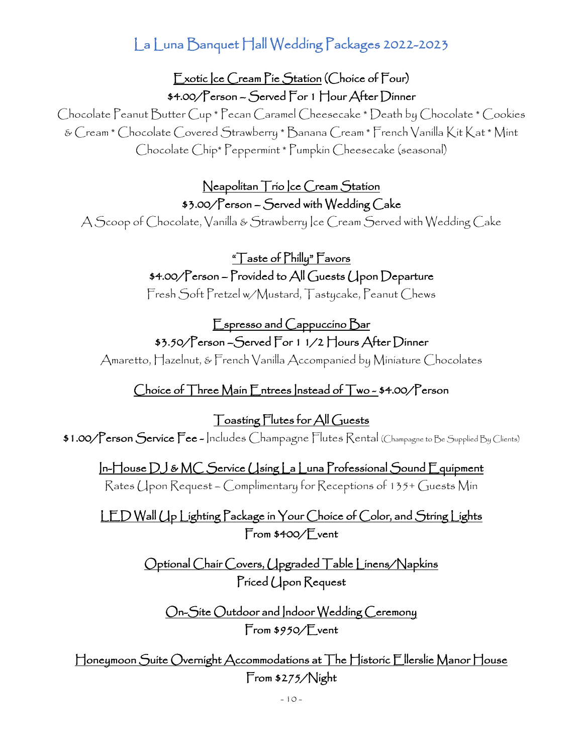# La Luna Banquet Hall Wedding Packages 2022-2023

**Exotic Ice Cream Pie Station (Choice of Four)**
**$4.00/Person – Served For 1 Hour After Dinner**

Chocolate Peanut Butter Cup * Pecan Caramel Cheesecake * Death by Chocolate * Cookies & Cream * Chocolate Covered Strawberry * Banana Cream * French Vanilla Kit Kat * Mint Chocolate Chip* Peppermint * Pumpkin Cheesecake (seasonal)

**Neapolitan Trio Ice Cream Station**
**$3.00/Person – Served with Wedding Cake**

A Scoop of Chocolate, Vanilla & Strawberry Ice Cream Served with Wedding Cake

**"Taste of Philly" Favors**
**$4.00/Person – Provided to All Guests Upon Departure**

Fresh Soft Pretzel w/Mustard, Tastycake, Peanut Chews

**Espresso and Cappuccino Bar**
**$3.50/Person –Served For 1 1/2 Hours After Dinner**

Amaretto, Hazelnut, & French Vanilla Accompanied by Miniature Chocolates

**Choice of Three Main Entrees Instead of Two - $4.00/Person**

**Toasting Flutes for All Guests**
**$1.00/Person Service Fee** - Includes Champagne Flutes Rental (Champagne to Be Supplied By Clients)

**In-House DJ & MC Service Using La Luna Professional Sound Equipment**
Rates Upon Request – Complimentary for Receptions of 135+ Guests Min

**LED Wall Up Lighting Package in Your Choice of Color, and String Lights**
**From $400/Event**

**Optional Chair Covers, Upgraded Table Linens/Napkins**
**Priced Upon Request**

**On-Site Outdoor and Indoor Wedding Ceremony**
**From $950/Event**

**Honeymoon Suite Overnight Accommodations at The Historic Ellerslie Manor House**
**From $275/Night**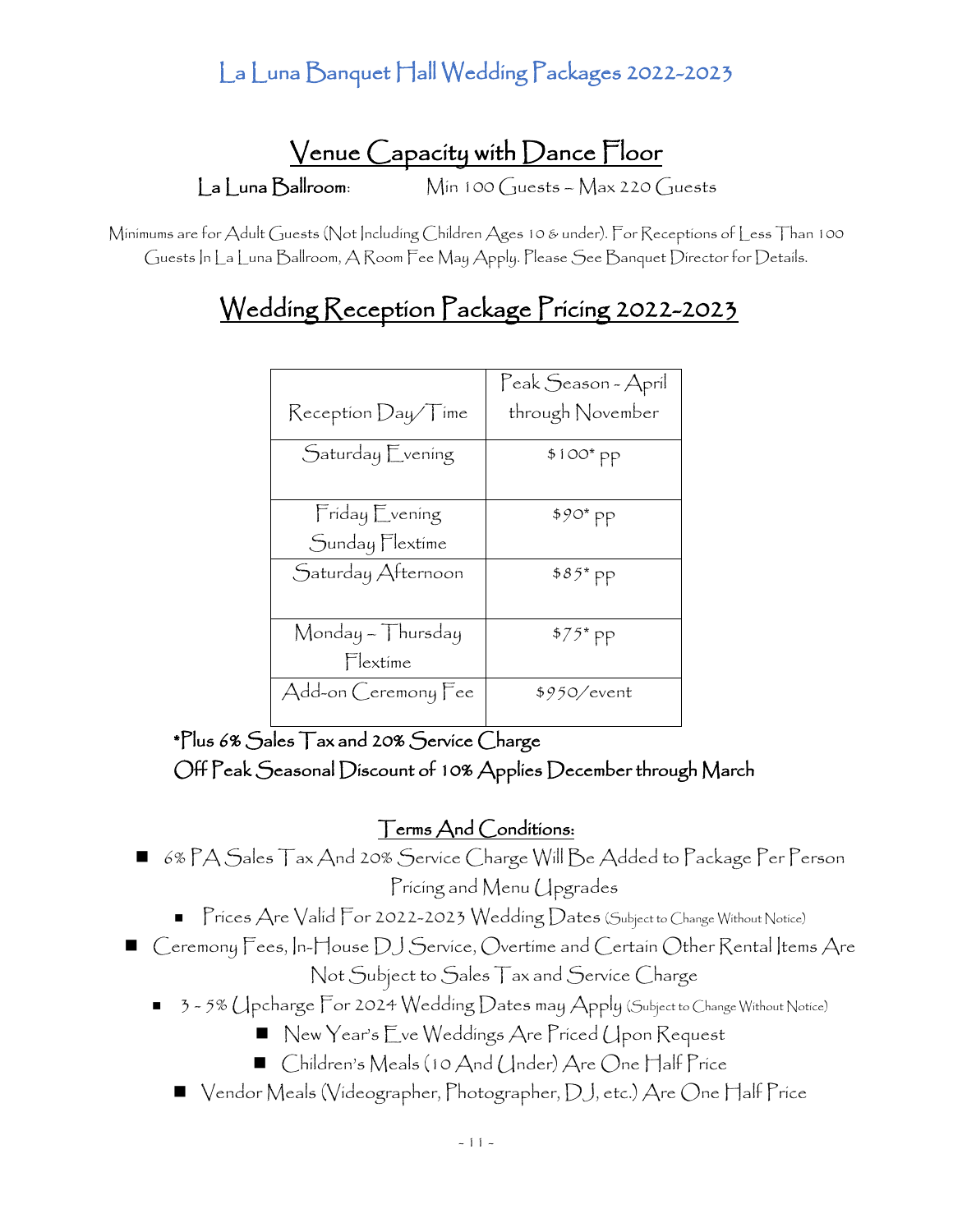# La Luna Banquet Hall Wedding Packages 2022-2023

## Venue Capacity with Dance Floor

**La Luna Ballroom**: Min 100 Guests – Max 220 Guests

Minimums are for Adult Guests (Not Including Children Ages 10 & under). For Receptions of Less Than 100 Guests In La Luna Ballroom, A Room Fee May Apply. Please See Banquet Director for Details.

## Wedding Reception Package Pricing 2022-2023

| Reception Day/Time | Peak Season - April through November |
|---|---|
| Saturday Evening | $100* pp |
| Friday Evening<br>Sunday Flextime | $90* pp |
| Saturday Afternoon | $85* pp |
| Monday – Thursday Flextime | $75* pp |
| Add-on Ceremony Fee | $950/event |

*Plus 6% Sales Tax and 20% Service Charge
Off Peak Seasonal Discount of 10% Applies December through March

### Terms And Conditions:

- 6% PA Sales Tax And 20% Service Charge Will Be Added to Package Per Person Pricing and Menu Upgrades
- Prices Are Valid For 2022-2023 Wedding Dates (Subject to Change Without Notice)
- Ceremony Fees, In-House DJ Service, Overtime and Certain Other Rental Items Are Not Subject to Sales Tax and Service Charge
- 3 - 5% Upcharge For 2024 Wedding Dates may Apply (Subject to Change Without Notice)
- New Year's Eve Weddings Are Priced Upon Request
- Children's Meals (10 And Under) Are One Half Price
- Vendor Meals (Videographer, Photographer, DJ, etc.) Are One Half Price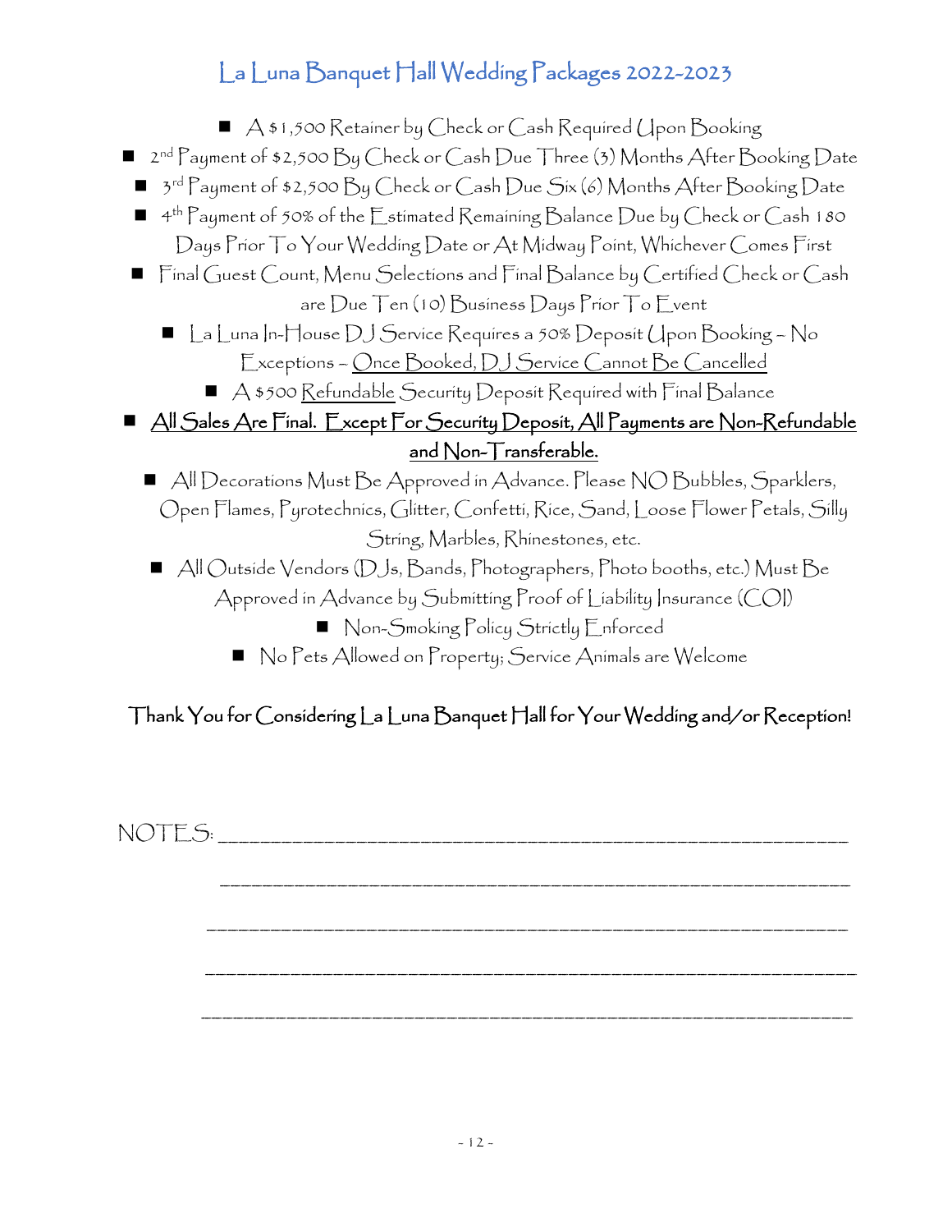# La Luna Banquet Hall Wedding Packages 2022-2023

- A $1,500 Retainer by Check or Cash Required Upon Booking
- 2nd Payment of $2,500 By Check or Cash Due Three (3) Months After Booking Date
- 3rd Payment of $2,500 By Check or Cash Due Six (6) Months After Booking Date
- 4th Payment of 50% of the Estimated Remaining Balance Due by Check or Cash 180 Days Prior To Your Wedding Date or At Midway Point, Whichever Comes First
- Final Guest Count, Menu Selections and Final Balance by Certified Check or Cash are Due Ten (10) Business Days Prior To Event
- La Luna In-House DJ Service Requires a 50% Deposit Upon Booking – No Exceptions – Once Booked, DJ Service Cannot Be Cancelled
- A $500 Refundable Security Deposit Required with Final Balance
- **All Sales Are Final. Except For Security Deposit, All Payments are Non-Refundable and Non-Transferable.**
- All Decorations Must Be Approved in Advance. Please NO Bubbles, Sparklers, Open Flames, Pyrotechnics, Glitter, Confetti, Rice, Sand, Loose Flower Petals, Silly String, Marbles, Rhinestones, etc.
- All Outside Vendors (DJs, Bands, Photographers, Photo booths, etc.) Must Be Approved in Advance by Submitting Proof of Liability Insurance (COI)
- Non-Smoking Policy Strictly Enforced
- No Pets Allowed on Property; Service Animals are Welcome

Thank You for Considering La Luna Banquet Hall for Your Wedding and/or Reception!

NOTES: ____________________________________________________________

____________________________________________________________

____________________________________________________________

____________________________________________________________

____________________________________________________________